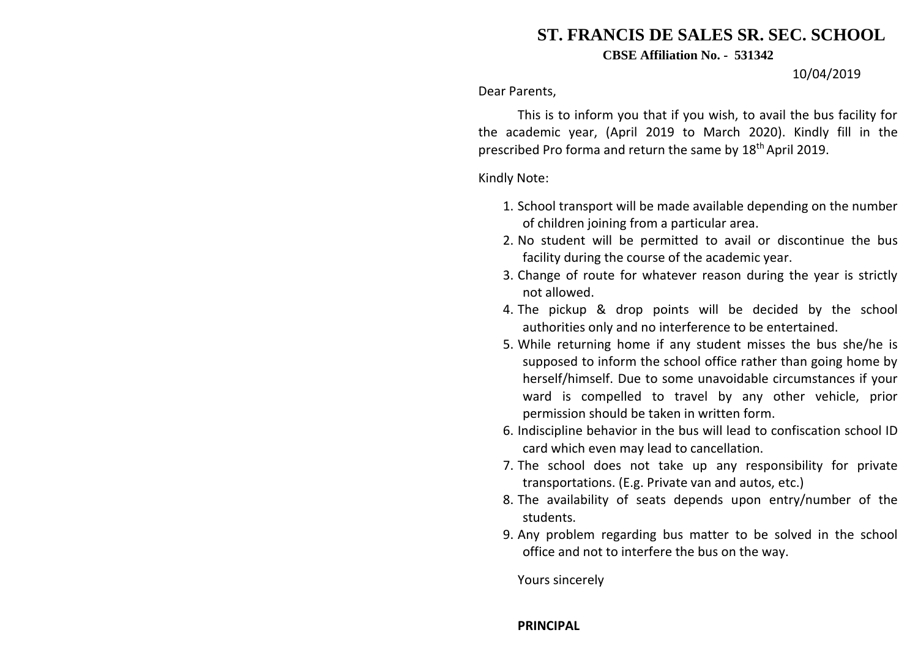# ST. FRANCIS DE SALES SR. SEC. SCHOOL

**CBSE Affiliation No. - 531342**

10/04/2019

Dear Parents,

This is to inform you that if you wish, to avail the bus facility for the academic year, (April 2019 to March 2020). Kindly fill in the prescribed Pro forma and return the same by 18th April 2019.

Kindly Note:

1. School transport will be made available depending on the number of children joining from a particular area.
2. No student will be permitted to avail or discontinue the bus facility during the course of the academic year.
3. Change of route for whatever reason during the year is strictly not allowed.
4. The pickup & drop points will be decided by the school authorities only and no interference to be entertained.
5. While returning home if any student misses the bus she/he is supposed to inform the school office rather than going home by herself/himself. Due to some unavoidable circumstances if your ward is compelled to travel by any other vehicle, prior permission should be taken in written form.
6. Indiscipline behavior in the bus will lead to confiscation school ID card which even may lead to cancellation.
7. The school does not take up any responsibility for private transportations. (E.g. Private van and autos, etc.)
8. The availability of seats depends upon entry/number of the students.
9. Any problem regarding bus matter to be solved in the school office and not to interfere the bus on the way.

Yours sincerely

**PRINCIPAL**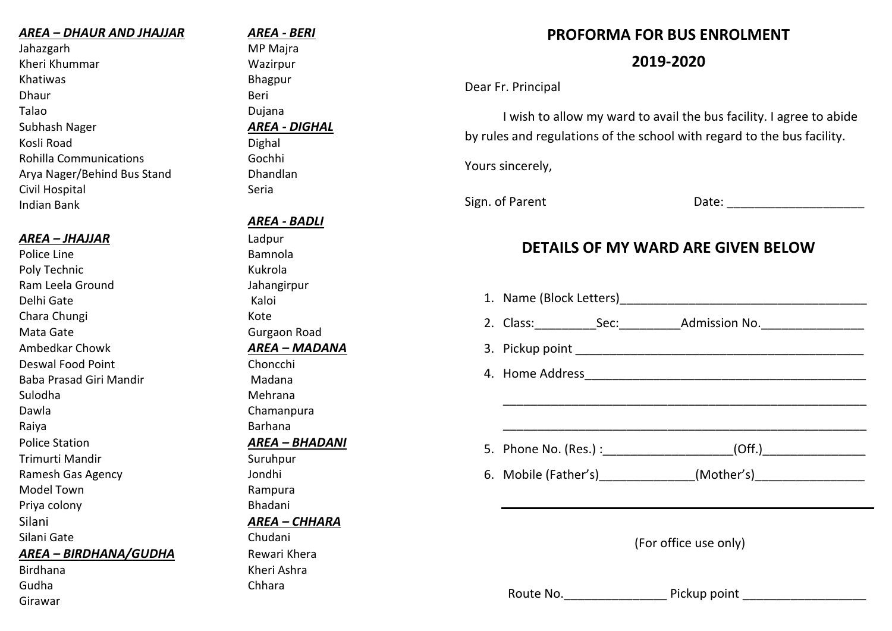***AREA – DHAUR AND JHAJJAR***

Jahazgarh
Kheri Khummar
Khatiwas
Dhaur
Talao
Subhash Nager
Kosli Road
Rohilla Communications
Arya Nager/Behind Bus Stand
Civil Hospital
Indian Bank

***AREA – JHAJJAR***

Police Line
Poly Technic
Ram Leela Ground
Delhi Gate
Chara Chungi
Mata Gate
Ambedkar Chowk
Deswal Food Point
Baba Prasad Giri Mandir
Sulodha
Dawla
Raiya
Police Station
Trimurti Mandir
Ramesh Gas Agency
Model Town
Priya colony
Silani
Silani Gate

***AREA – BIRDHANA/GUDHA***

Birdhana
Gudha
Girawar

***AREA - BERI***

MP Majra
Wazirpur
Bhagpur
Beri
Dujana

***AREA - DIGHAL***

Dighal
Gochhi
Dhandlan
Seria

***AREA - BADLI***

Ladpur
Bamnola
Kukrola
Jahangirpur
Kaloi
Kote
Gurgaon Road

***AREA – MADANA***

Choncchi
Madana
Mehrana
Chamanpura
Barhana

***AREA – BHADANI***

Suruhpur
Jondhi
Rampura
Bhadani

***AREA – CHHARA***

Chudani
Rewari Khera
Kheri Ashra
Chhara

# PROFORMA FOR BUS ENROLMENT

## 2019-2020

Dear Fr. Principal

I wish to allow my ward to avail the bus facility. I agree to abide by rules and regulations of the school with regard to the bus facility.

Yours sincerely,

Sign. of Parent                    Date: ____________________

## DETAILS OF MY WARD ARE GIVEN BELOW

1. Name (Block Letters)____________________________________
2. Class:_________Sec:_________Admission No._______________
3. Pickup point ___________________________________________
4. Home Address___________________________________________
   ______________________________________________________
   ______________________________________________________
5. Phone No. (Res.) :___________________(Off.)_______________
6. Mobile (Father's)_____________(Mother's)________________

---

(For office use only)

Route No._______________ Pickup point __________________